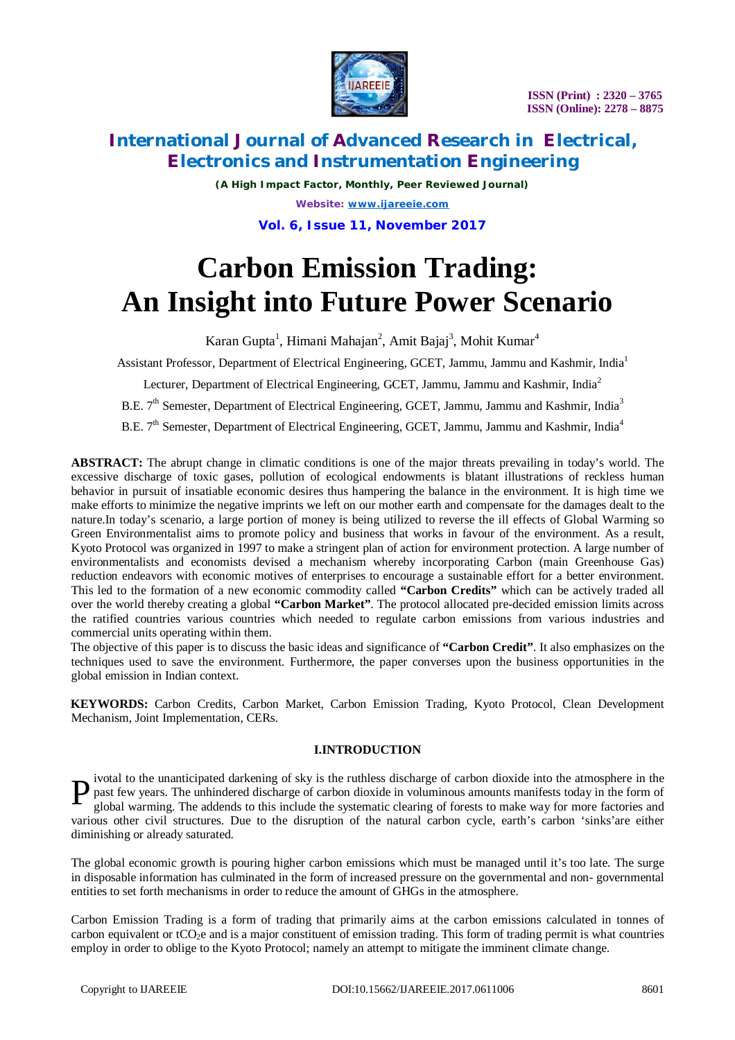# Carbon Emission Trading: An Insight into Future Power Scenario

Karan Gupta[1], Himani Mahajan[2], Amit Bajaj[3], Mohit Kumar[4]

Assistant Professor, Department of Electrical Engineering, GCET, Jammu, Jammu and Kashmir, India[1]

Lecturer, Department of Electrical Engineering, GCET, Jammu, Jammu and Kashmir, India[2]

B.E. 7th Semester, Department of Electrical Engineering, GCET, Jammu, Jammu and Kashmir, India[3]

B.E. 7th Semester, Department of Electrical Engineering, GCET, Jammu, Jammu and Kashmir, India[4]

**ABSTRACT:** The abrupt change in climatic conditions is one of the major threats prevailing in today's world. The excessive discharge of toxic gases, pollution of ecological endowments is blatant illustrations of reckless human behavior in pursuit of insatiable economic desires thus hampering the balance in the environment. It is high time we make efforts to minimize the negative imprints we left on our mother earth and compensate for the damages dealt to the nature.In today's scenario, a large portion of money is being utilized to reverse the ill effects of Global Warming so Green Environmentalist aims to promote policy and business that works in favour of the environment. As a result, Kyoto Protocol was organized in 1997 to make a stringent plan of action for environment protection. A large number of environmentalists and economists devised a mechanism whereby incorporating Carbon (main Greenhouse Gas) reduction endeavors with economic motives of enterprises to encourage a sustainable effort for a better environment. This led to the formation of a new economic commodity called **"Carbon Credits"** which can be actively traded all over the world thereby creating a global **"Carbon Market"**. The protocol allocated pre-decided emission limits across the ratified countries various countries which needed to regulate carbon emissions from various industries and commercial units operating within them.

The objective of this paper is to discuss the basic ideas and significance of **"Carbon Credit"**. It also emphasizes on the techniques used to save the environment. Furthermore, the paper converses upon the business opportunities in the global emission in Indian context.

**KEYWORDS:** Carbon Credits, Carbon Market, Carbon Emission Trading, Kyoto Protocol, Clean Development Mechanism, Joint Implementation, CERs.

## I.INTRODUCTION

Pivotal to the unanticipated darkening of sky is the ruthless discharge of carbon dioxide into the atmosphere in the past few years. The unhindered discharge of carbon dioxide in voluminous amounts manifests today in the form of global warming. The addends to this include the systematic clearing of forests to make way for more factories and various other civil structures. Due to the disruption of the natural carbon cycle, earth's carbon 'sinks'are either diminishing or already saturated.

The global economic growth is pouring higher carbon emissions which must be managed until it's too late. The surge in disposable information has culminated in the form of increased pressure on the governmental and non- governmental entities to set forth mechanisms in order to reduce the amount of GHGs in the atmosphere.

Carbon Emission Trading is a form of trading that primarily aims at the carbon emissions calculated in tonnes of carbon equivalent or $tCO_2e$ and is a major constituent of emission trading. This form of trading permit is what countries employ in order to oblige to the Kyoto Protocol; namely an attempt to mitigate the imminent climate change.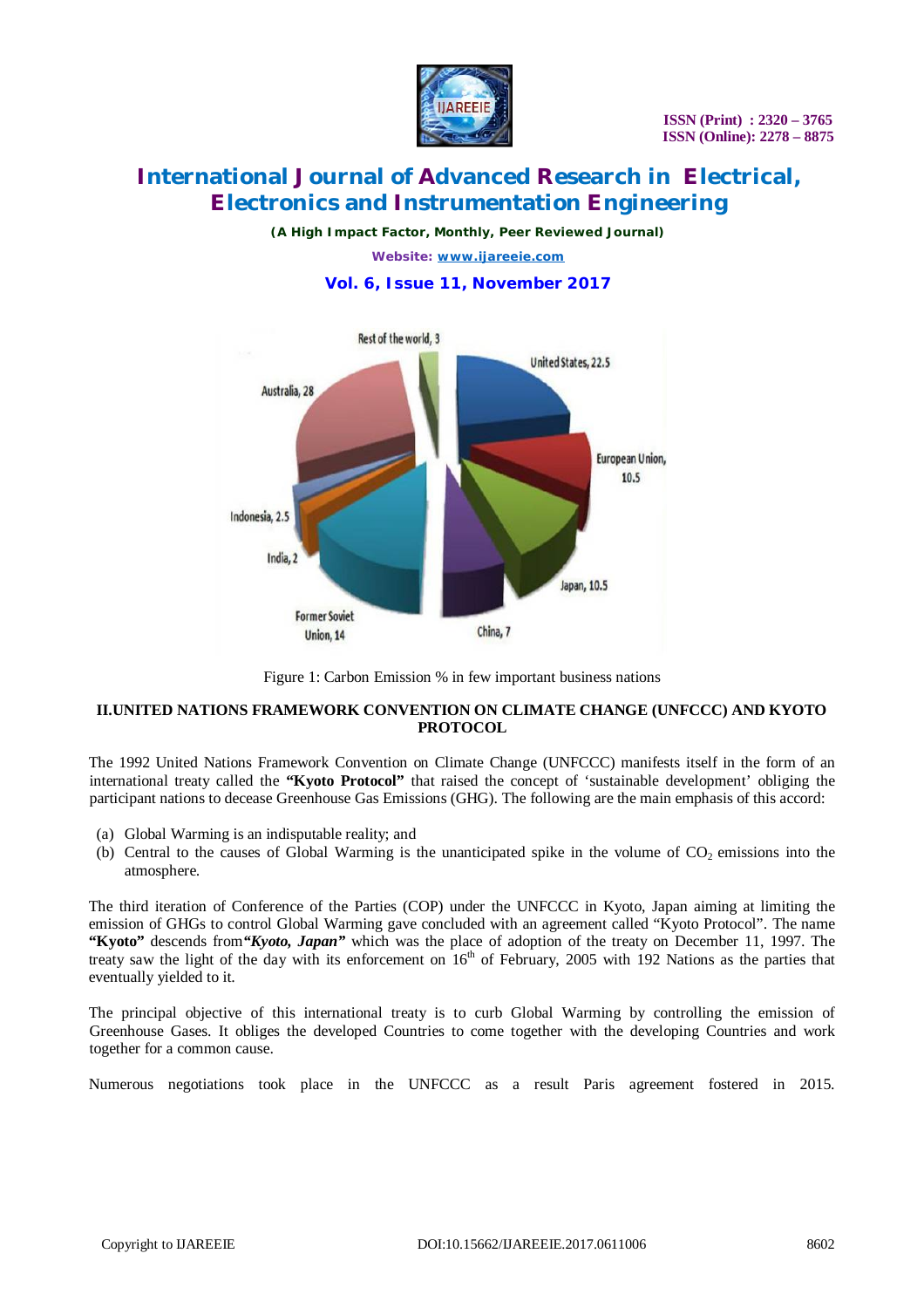Figure 1: Carbon Emission % in few important business nations

## II.UNITED NATIONS FRAMEWORK CONVENTION ON CLIMATE CHANGE (UNFCCC) AND KYOTO PROTOCOL

The 1992 United Nations Framework Convention on Climate Change (UNFCCC) manifests itself in the form of an international treaty called the **"Kyoto Protocol"** that raised the concept of 'sustainable development' obliging the participant nations to decease Greenhouse Gas Emissions (GHG). The following are the main emphasis of this accord:

(a) Global Warming is an indisputable reality; and
(b) Central to the causes of Global Warming is the unanticipated spike in the volume of $CO_2$ emissions into the atmosphere.

The third iteration of Conference of the Parties (COP) under the UNFCCC in Kyoto, Japan aiming at limiting the emission of GHGs to control Global Warming gave concluded with an agreement called "Kyoto Protocol". The name **"Kyoto"** descends from ***"Kyoto, Japan"*** which was the place of adoption of the treaty on December 11, 1997. The treaty saw the light of the day with its enforcement on $16^{th}$ of February, 2005 with 192 Nations as the parties that eventually yielded to it.

The principal objective of this international treaty is to curb Global Warming by controlling the emission of Greenhouse Gases. It obliges the developed Countries to come together with the developing Countries and work together for a common cause.

Numerous negotiations took place in the UNFCCC as a result Paris agreement fostered in 2015.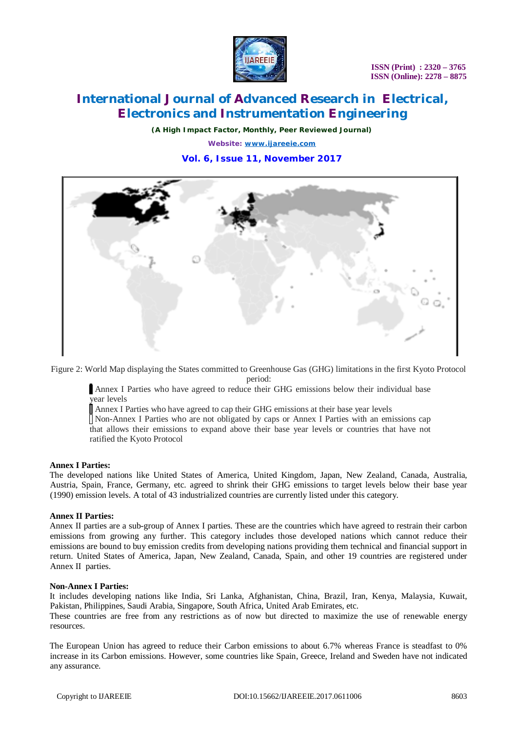Figure 2: World Map displaying the States committed to Greenhouse Gas (GHG) limitations in the first Kyoto Protocol period:

- Annex I Parties who have agreed to reduce their GHG emissions below their individual base year levels
- Annex I Parties who have agreed to cap their GHG emissions at their base year levels
- Non-Annex I Parties who are not obligated by caps or Annex I Parties with an emissions cap that allows their emissions to expand above their base year levels or countries that have not ratified the Kyoto Protocol

**Annex I Parties:**

The developed nations like United States of America, United Kingdom, Japan, New Zealand, Canada, Australia, Austria, Spain, France, Germany, etc. agreed to shrink their GHG emissions to target levels below their base year (1990) emission levels. A total of 43 industrialized countries are currently listed under this category.

**Annex II Parties:**

Annex II parties are a sub-group of Annex I parties. These are the countries which have agreed to restrain their carbon emissions from growing any further. This category includes those developed nations which cannot reduce their emissions are bound to buy emission credits from developing nations providing them technical and financial support in return. United States of America, Japan, New Zealand, Canada, Spain, and other 19 countries are registered under Annex II parties.

**Non-Annex I Parties:**

It includes developing nations like India, Sri Lanka, Afghanistan, China, Brazil, Iran, Kenya, Malaysia, Kuwait, Pakistan, Philippines, Saudi Arabia, Singapore, South Africa, United Arab Emirates, etc.

These countries are free from any restrictions as of now but directed to maximize the use of renewable energy resources.

The European Union has agreed to reduce their Carbon emissions to about 6.7% whereas France is steadfast to 0% increase in its Carbon emissions. However, some countries like Spain, Greece, Ireland and Sweden have not indicated any assurance.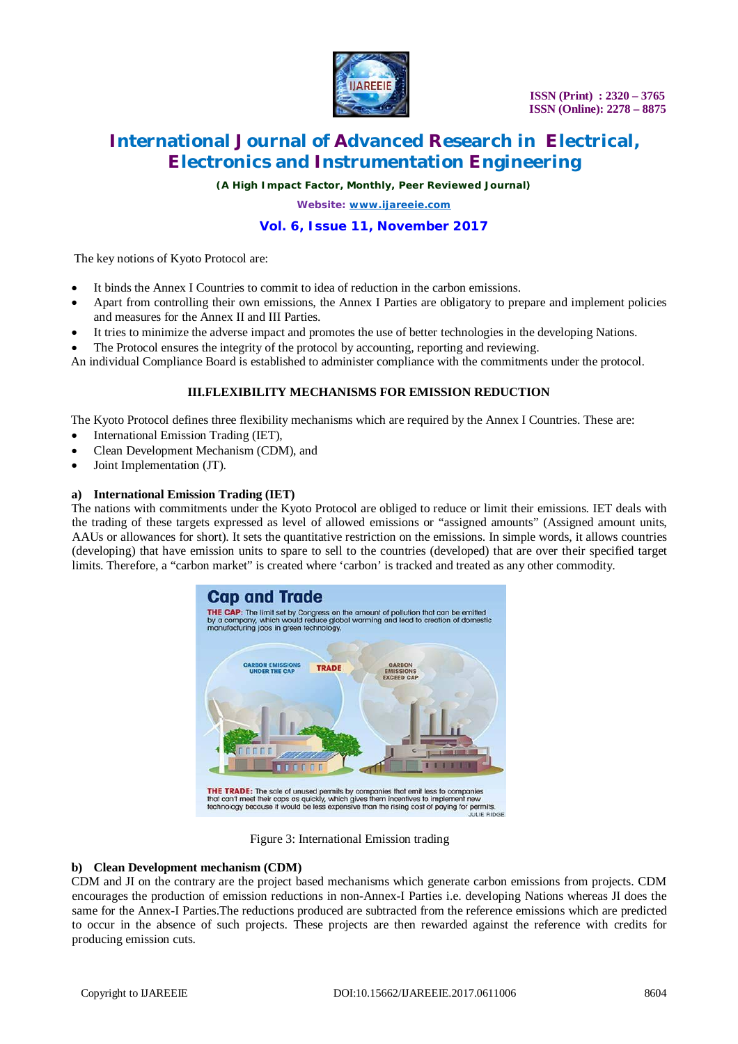The key notions of Kyoto Protocol are:

- It binds the Annex I Countries to commit to idea of reduction in the carbon emissions.
- Apart from controlling their own emissions, the Annex I Parties are obligatory to prepare and implement policies and measures for the Annex II and III Parties.
- It tries to minimize the adverse impact and promotes the use of better technologies in the developing Nations.
- The Protocol ensures the integrity of the protocol by accounting, reporting and reviewing.

An individual Compliance Board is established to administer compliance with the commitments under the protocol.

## III.FLEXIBILITY MECHANISMS FOR EMISSION REDUCTION

The Kyoto Protocol defines three flexibility mechanisms which are required by the Annex I Countries. These are:

- International Emission Trading (IET),
- Clean Development Mechanism (CDM), and
- Joint Implementation (JT).

### a) International Emission Trading (IET)

The nations with commitments under the Kyoto Protocol are obliged to reduce or limit their emissions. IET deals with the trading of these targets expressed as level of allowed emissions or "assigned amounts" (Assigned amount units, AAUs or allowances for short). It sets the quantitative restriction on the emissions. In simple words, it allows countries (developing) that have emission units to spare to sell to the countries (developed) that are over their specified target limits. Therefore, a "carbon market" is created where 'carbon' is tracked and treated as any other commodity.

Figure 3: International Emission trading

### b) Clean Development mechanism (CDM)

CDM and JI on the contrary are the project based mechanisms which generate carbon emissions from projects. CDM encourages the production of emission reductions in non-Annex-I Parties i.e. developing Nations whereas JI does the same for the Annex-I Parties.The reductions produced are subtracted from the reference emissions which are predicted to occur in the absence of such projects. These projects are then rewarded against the reference with credits for producing emission cuts.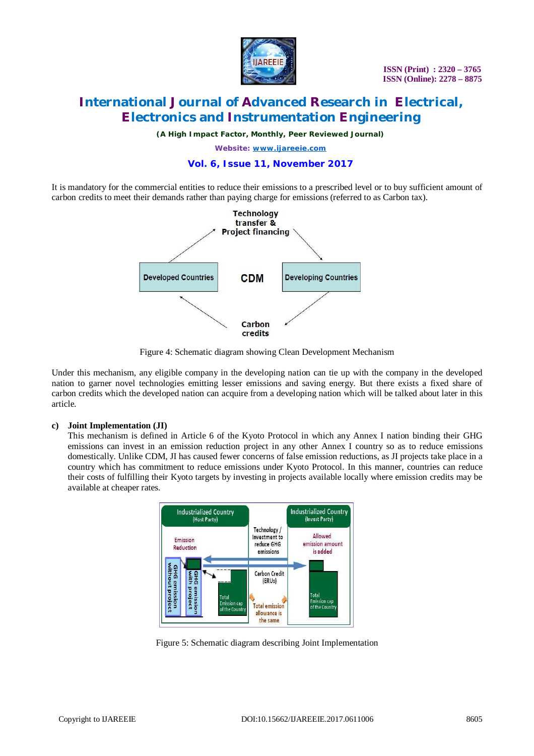It is mandatory for the commercial entities to reduce their emissions to a prescribed level or to buy sufficient amount of carbon credits to meet their demands rather than paying charge for emissions (referred to as Carbon tax).

Figure 4: Schematic diagram showing Clean Development Mechanism

Under this mechanism, any eligible company in the developing nation can tie up with the company in the developed nation to garner novel technologies emitting lesser emissions and saving energy. But there exists a fixed share of carbon credits which the developed nation can acquire from a developing nation which will be talked about later in this article.

**c) Joint Implementation (JI)**

This mechanism is defined in Article 6 of the Kyoto Protocol in which any Annex I nation binding their GHG emissions can invest in an emission reduction project in any other Annex I country so as to reduce emissions domestically. Unlike CDM, JI has caused fewer concerns of false emission reductions, as JI projects take place in a country which has commitment to reduce emissions under Kyoto Protocol. In this manner, countries can reduce their costs of fulfilling their Kyoto targets by investing in projects available locally where emission credits may be available at cheaper rates.

Figure 5: Schematic diagram describing Joint Implementation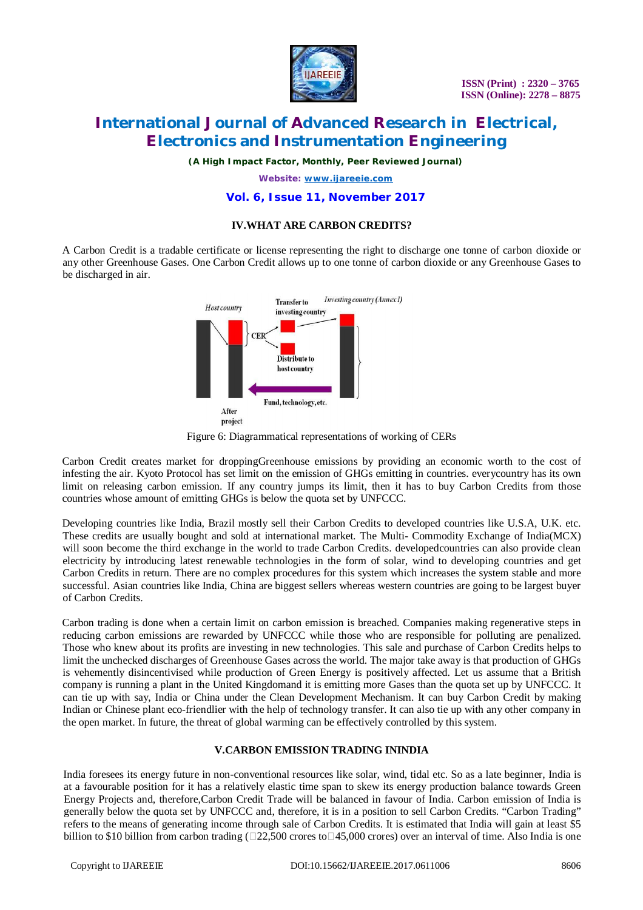## IV.WHAT ARE CARBON CREDITS?

A Carbon Credit is a tradable certificate or license representing the right to discharge one tonne of carbon dioxide or any other Greenhouse Gases. One Carbon Credit allows up to one tonne of carbon dioxide or any Greenhouse Gases to be discharged in air.

Figure 6: Diagrammatical representations of working of CERs

Carbon Credit creates market for droppingGreenhouse emissions by providing an economic worth to the cost of infesting the air. Kyoto Protocol has set limit on the emission of GHGs emitting in countries. everycountry has its own limit on releasing carbon emission. If any country jumps its limit, then it has to buy Carbon Credits from those countries whose amount of emitting GHGs is below the quota set by UNFCCC.

Developing countries like India, Brazil mostly sell their Carbon Credits to developed countries like U.S.A, U.K. etc. These credits are usually bought and sold at international market. The Multi- Commodity Exchange of India(MCX) will soon become the third exchange in the world to trade Carbon Credits. developedcountries can also provide clean electricity by introducing latest renewable technologies in the form of solar, wind to developing countries and get Carbon Credits in return. There are no complex procedures for this system which increases the system stable and more successful. Asian countries like India, China are biggest sellers whereas western countries are going to be largest buyer of Carbon Credits.

Carbon trading is done when a certain limit on carbon emission is breached. Companies making regenerative steps in reducing carbon emissions are rewarded by UNFCCC while those who are responsible for polluting are penalized. Those who knew about its profits are investing in new technologies. This sale and purchase of Carbon Credits helps to limit the unchecked discharges of Greenhouse Gases across the world. The major take away is that production of GHGs is vehemently disincentivised while production of Green Energy is positively affected. Let us assume that a British company is running a plant in the United Kingdomand it is emitting more Gases than the quota set up by UNFCCC. It can tie up with say, India or China under the Clean Development Mechanism. It can buy Carbon Credit by making Indian or Chinese plant eco-friendlier with the help of technology transfer. It can also tie up with any other company in the open market. In future, the threat of global warming can be effectively controlled by this system.

## V.CARBON EMISSION TRADING ININDIA

India foresees its energy future in non-conventional resources like solar, wind, tidal etc. So as a late beginner, India is at a favourable position for it has a relatively elastic time span to skew its energy production balance towards Green Energy Projects and, therefore,Carbon Credit Trade will be balanced in favour of India. Carbon emission of India is generally below the quota set by UNFCCC and, therefore, it is in a position to sell Carbon Credits. "Carbon Trading" refers to the means of generating income through sale of Carbon Credits. It is estimated that India will gain at least $5 billion to $10 billion from carbon trading (□22,500 crores to□45,000 crores) over an interval of time. Also India is one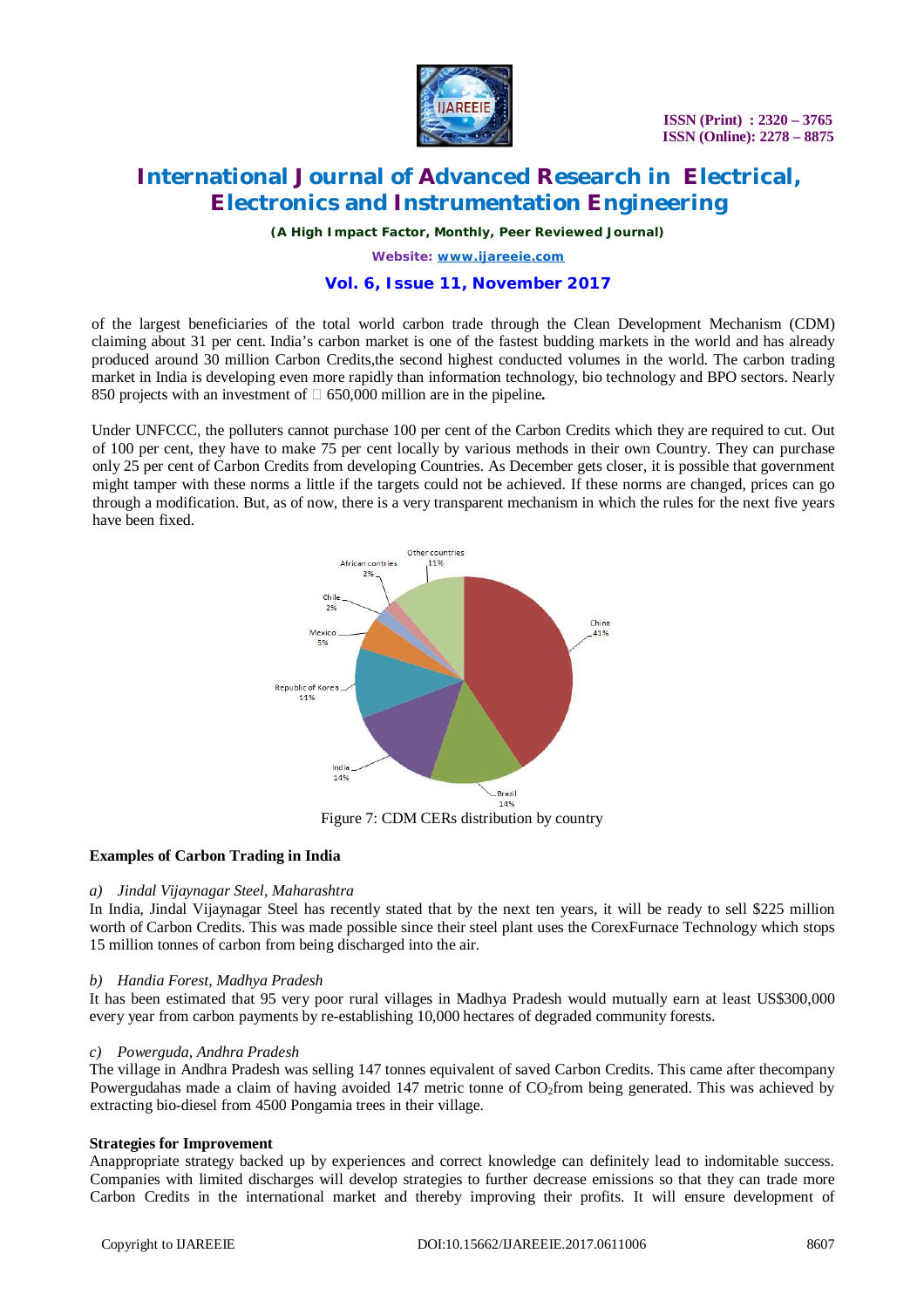of the largest beneficiaries of the total world carbon trade through the Clean Development Mechanism (CDM) claiming about 31 per cent. India's carbon market is one of the fastest budding markets in the world and has already produced around 30 million Carbon Credits,the second highest conducted volumes in the world. The carbon trading market in India is developing even more rapidly than information technology, bio technology and BPO sectors. Nearly 850 projects with an investment of  650,000 million are in the pipeline**.**

Under UNFCCC, the polluters cannot purchase 100 per cent of the Carbon Credits which they are required to cut. Out of 100 per cent, they have to make 75 per cent locally by various methods in their own Country. They can purchase only 25 per cent of Carbon Credits from developing Countries. As December gets closer, it is possible that government might tamper with these norms a little if the targets could not be achieved. If these norms are changed, prices can go through a modification. But, as of now, there is a very transparent mechanism in which the rules for the next five years have been fixed.

Figure 7: CDM CERs distribution by country

**Examples of Carbon Trading in India**

*a) Jindal Vijaynagar Steel, Maharashtra*

In India, Jindal Vijaynagar Steel has recently stated that by the next ten years, it will be ready to sell $225 million worth of Carbon Credits. This was made possible since their steel plant uses the CorexFurnace Technology which stops 15 million tonnes of carbon from being discharged into the air.

*b) Handia Forest, Madhya Pradesh*

It has been estimated that 95 very poor rural villages in Madhya Pradesh would mutually earn at least US$300,000 every year from carbon payments by re-establishing 10,000 hectares of degraded community forests.

*c) Powerguda, Andhra Pradesh*

The village in Andhra Pradesh was selling 147 tonnes equivalent of saved Carbon Credits. This came after thecompany Powergudahas made a claim of having avoided 147 metric tonne of $CO_2$from being generated. This was achieved by extracting bio-diesel from 4500 Pongamia trees in their village.

**Strategies for Improvement**

Anappropriate strategy backed up by experiences and correct knowledge can definitely lead to indomitable success. Companies with limited discharges will develop strategies to further decrease emissions so that they can trade more Carbon Credits in the international market and thereby improving their profits. It will ensure development of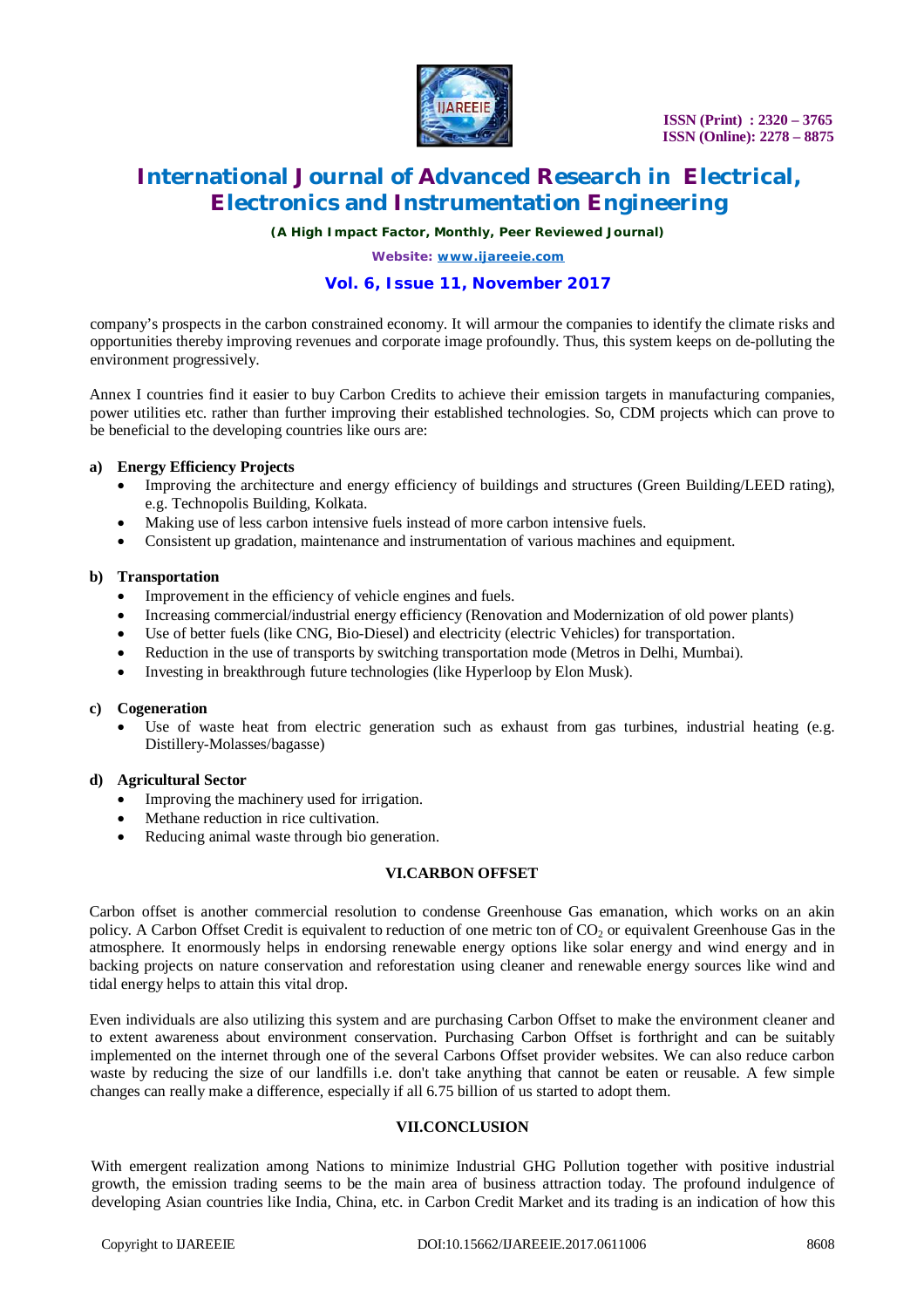company's prospects in the carbon constrained economy. It will armour the companies to identify the climate risks and opportunities thereby improving revenues and corporate image profoundly. Thus, this system keeps on de-polluting the environment progressively.

Annex I countries find it easier to buy Carbon Credits to achieve their emission targets in manufacturing companies, power utilities etc. rather than further improving their established technologies. So, CDM projects which can prove to be beneficial to the developing countries like ours are:

**a) Energy Efficiency Projects**

- Improving the architecture and energy efficiency of buildings and structures (Green Building/LEED rating), e.g. Technopolis Building, Kolkata.
- Making use of less carbon intensive fuels instead of more carbon intensive fuels.
- Consistent up gradation, maintenance and instrumentation of various machines and equipment.

**b) Transportation**

- Improvement in the efficiency of vehicle engines and fuels.
- Increasing commercial/industrial energy efficiency (Renovation and Modernization of old power plants)
- Use of better fuels (like CNG, Bio-Diesel) and electricity (electric Vehicles) for transportation.
- Reduction in the use of transports by switching transportation mode (Metros in Delhi, Mumbai).
- Investing in breakthrough future technologies (like Hyperloop by Elon Musk).

**c) Cogeneration**

- Use of waste heat from electric generation such as exhaust from gas turbines, industrial heating (e.g. Distillery-Molasses/bagasse)

**d) Agricultural Sector**

- Improving the machinery used for irrigation.
- Methane reduction in rice cultivation.
- Reducing animal waste through bio generation.

## VI.CARBON OFFSET

Carbon offset is another commercial resolution to condense Greenhouse Gas emanation, which works on an akin policy. A Carbon Offset Credit is equivalent to reduction of one metric ton of $CO_2$ or equivalent Greenhouse Gas in the atmosphere. It enormously helps in endorsing renewable energy options like solar energy and wind energy and in backing projects on nature conservation and reforestation using cleaner and renewable energy sources like wind and tidal energy helps to attain this vital drop.

Even individuals are also utilizing this system and are purchasing Carbon Offset to make the environment cleaner and to extent awareness about environment conservation. Purchasing Carbon Offset is forthright and can be suitably implemented on the internet through one of the several Carbons Offset provider websites. We can also reduce carbon waste by reducing the size of our landfills i.e. don't take anything that cannot be eaten or reusable. A few simple changes can really make a difference, especially if all 6.75 billion of us started to adopt them.

## VII.CONCLUSION

With emergent realization among Nations to minimize Industrial GHG Pollution together with positive industrial growth, the emission trading seems to be the main area of business attraction today. The profound indulgence of developing Asian countries like India, China, etc. in Carbon Credit Market and its trading is an indication of how this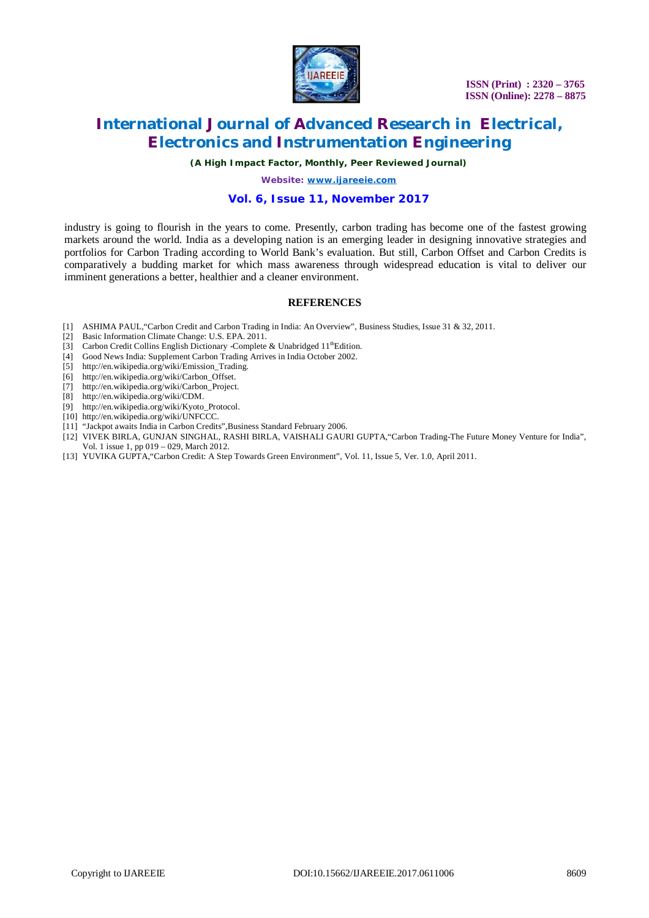industry is going to flourish in the years to come. Presently, carbon trading has become one of the fastest growing markets around the world. India as a developing nation is an emerging leader in designing innovative strategies and portfolios for Carbon Trading according to World Bank's evaluation. But still, Carbon Offset and Carbon Credits is comparatively a budding market for which mass awareness through widespread education is vital to deliver our imminent generations a better, healthier and a cleaner environment.

## REFERENCES

[1] ASHIMA PAUL,"Carbon Credit and Carbon Trading in India: An Overview", Business Studies, Issue 31 & 32, 2011.
[2] Basic Information Climate Change: U.S. EPA. 2011.
[3] Carbon Credit Collins English Dictionary -Complete & Unabridged 11th Edition.
[4] Good News India: Supplement Carbon Trading Arrives in India October 2002.
[5] http://en.wikipedia.org/wiki/Emission_Trading.
[6] http://en.wikipedia.org/wiki/Carbon_Offset.
[7] http://en.wikipedia.org/wiki/Carbon_Project.
[8] http://en.wikipedia.org/wiki/CDM.
[9] http://en.wikipedia.org/wiki/Kyoto_Protocol.
[10] http://en.wikipedia.org/wiki/UNFCCC.
[11] "Jackpot awaits India in Carbon Credits",Business Standard February 2006.
[12] VIVEK BIRLA, GUNJAN SINGHAL, RASHI BIRLA, VAISHALI GAURI GUPTA,"Carbon Trading-The Future Money Venture for India", Vol. 1 issue 1, pp 019 – 029, March 2012.
[13] YUVIKA GUPTA,"Carbon Credit: A Step Towards Green Environment", Vol. 11, Issue 5, Ver. 1.0, April 2011.